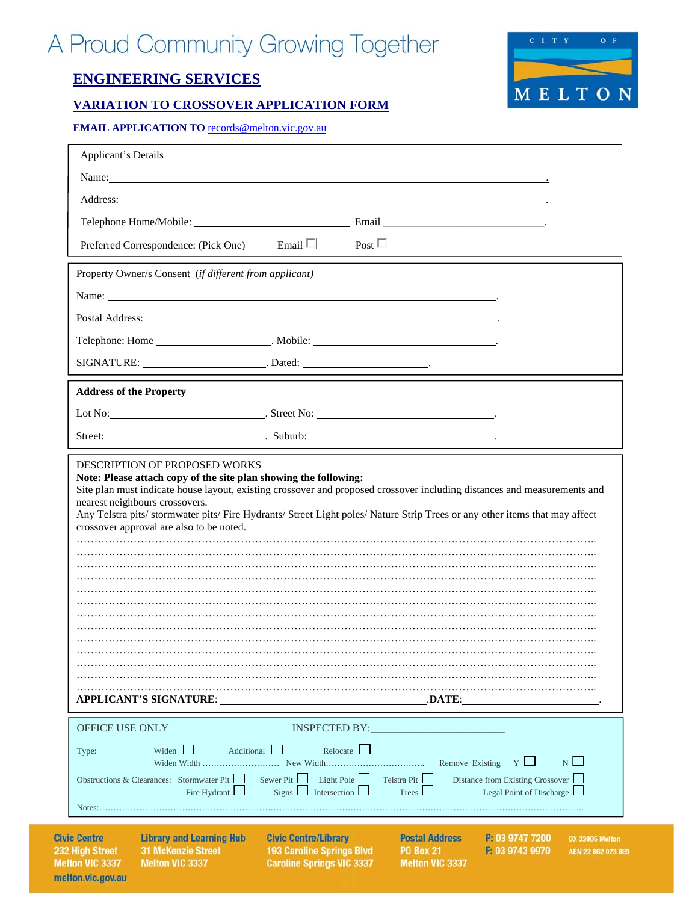# A Proud Community Growing Together

CITY OF MELTON

## ENGINEERING SERVICES

## VARIATION TO CROSSOVER APPLICATION FORM

**EMAIL APPLICATION TO** records@melton.vic.gov.au

Applicant's Details

Name: ______________________________________________.

Address: ______________________________________________.

Telephone Home/Mobile: ______________________ Email ______________________.

Preferred Correspondence: (Pick One) Email ☐ Post ☐

---

Property Owner/s Consent (*if different from applicant*)

Name: ______________________________________________.

Postal Address: ______________________________________________.

Telephone: Home ____________________. Mobile: ____________________.

SIGNATURE: ____________________. Dated: ____________________.

---

**Address of the Property**

Lot No: ____________________. Street No: ____________________.

Street: ____________________. Suburb: ____________________.

---

DESCRIPTION OF PROPOSED WORKS

**Note: Please attach copy of the site plan showing the following:**

Site plan must indicate house layout, existing crossover and proposed crossover including distances and measurements and nearest neighbours crossovers.

Any Telstra pits/ stormwater pits/ Fire Hydrants/ Street Light poles/ Nature Strip Trees or any other items that may affect crossover approval are also to be noted.

…………………………………………………………………………………………………………………………..
…………………………………………………………………………………………………………………………..
…………………………………………………………………………………………………………………………..
…………………………………………………………………………………………………………………………..
…………………………………………………………………………………………………………………………..
…………………………………………………………………………………………………………………………..
…………………………………………………………………………………………………………………………..
…………………………………………………………………………………………………………………………..
…………………………………………………………………………………………………………………………..
…………………………………………………………………………………………………………………………..
…………………………………………………………………………………………………………………………..
…………………………………………………………………………………………………………………………..
…………………………………………………………………………………………………………………………..

**APPLICANT'S SIGNATURE**: ____________________ .**DATE**: ____________________.

---

OFFICE USE ONLY INSPECTED BY: ____________________

Type: Widen ☐ Additional ☐ Relocate ☐

Widen Width ……………………… New Width…………………………….. Remove Existing Y ☐ N ☐

Obstructions & Clearances: Stormwater Pit ☐ Sewer Pit ☐ Light Pole ☐ Telstra Pit ☐ Distance from Existing Crossover ☐

Fire Hydrant ☐ Signs ☐ Intersection ☐ Trees ☐ Legal Point of Discharge ☐

Notes:……………………………………………………………………………………………………………………

---

**Civic Centre**
232 High Street
Melton VIC 3337
melton.vic.gov.au

**Library and Learning Hub**
31 McKenzie Street
Melton VIC 3337

**Civic Centre/Library**
193 Caroline Springs Blvd
Caroline Springs VIC 3337

**Postal Address**
PO Box 21
Melton VIC 3337

**P:** 03 9747 7200
**F:** 03 9743 9970

DX 33005 Melton
ABN 22 862 073 889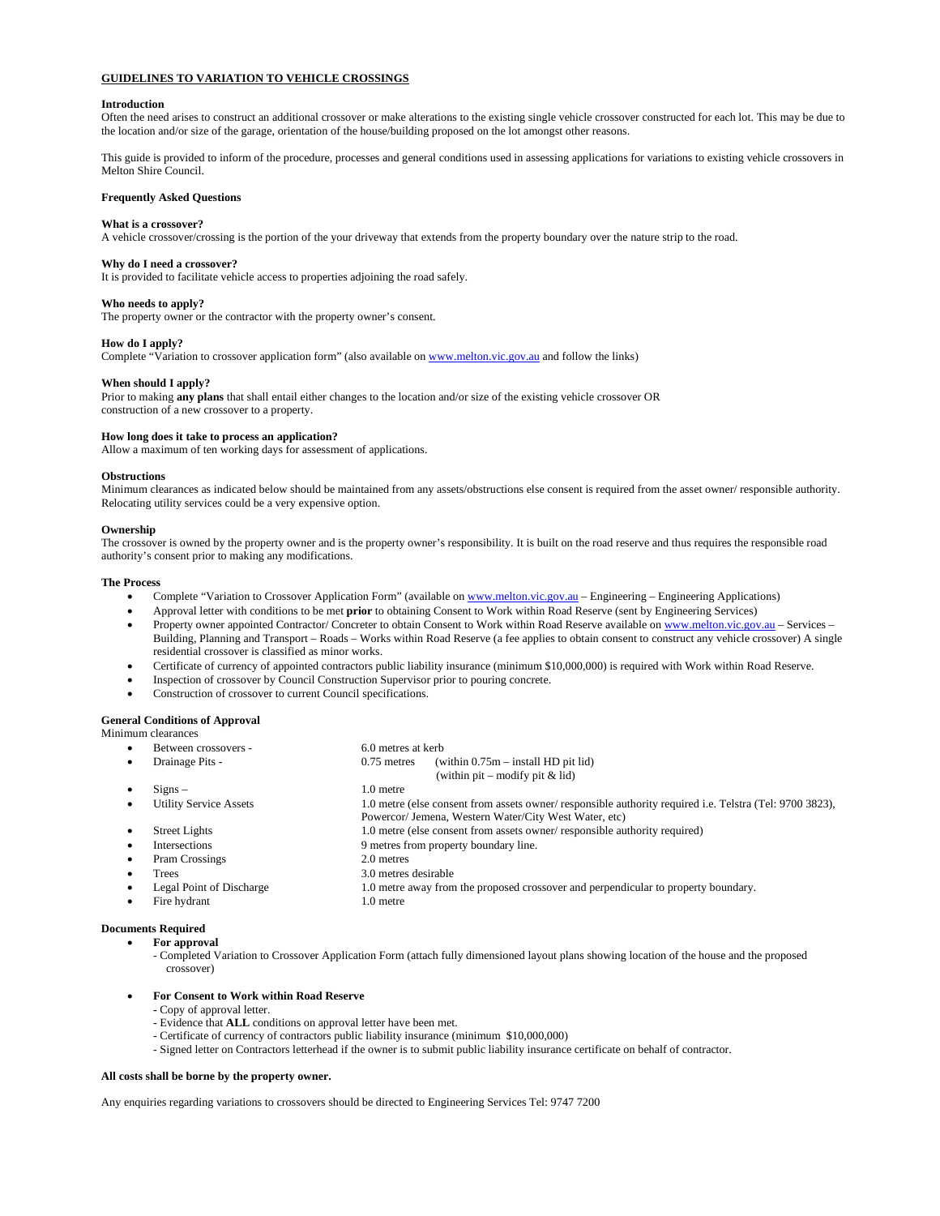# GUIDELINES TO VARIATION TO VEHICLE CROSSINGS

**Introduction**

Often the need arises to construct an additional crossover or make alterations to the existing single vehicle crossover constructed for each lot. This may be due to the location and/or size of the garage, orientation of the house/building proposed on the lot amongst other reasons.

This guide is provided to inform of the procedure, processes and general conditions used in assessing applications for variations to existing vehicle crossovers in Melton Shire Council.

**Frequently Asked Questions**

**What is a crossover?**

A vehicle crossover/crossing is the portion of the your driveway that extends from the property boundary over the nature strip to the road.

**Why do I need a crossover?**

It is provided to facilitate vehicle access to properties adjoining the road safely.

**Who needs to apply?**

The property owner or the contractor with the property owner's consent.

**How do I apply?**

Complete "Variation to crossover application form" (also available on www.melton.vic.gov.au and follow the links)

**When should I apply?**

Prior to making **any plans** that shall entail either changes to the location and/or size of the existing vehicle crossover OR construction of a new crossover to a property.

**How long does it take to process an application?**

Allow a maximum of ten working days for assessment of applications.

**Obstructions**

Minimum clearances as indicated below should be maintained from any assets/obstructions else consent is required from the asset owner/ responsible authority. Relocating utility services could be a very expensive option.

**Ownership**

The crossover is owned by the property owner and is the property owner's responsibility. It is built on the road reserve and thus requires the responsible road authority's consent prior to making any modifications.

**The Process**

- Complete "Variation to Crossover Application Form" (available on www.melton.vic.gov.au – Engineering – Engineering Applications)
- Approval letter with conditions to be met **prior** to obtaining Consent to Work within Road Reserve (sent by Engineering Services)
- Property owner appointed Contractor/ Concreter to obtain Consent to Work within Road Reserve available on www.melton.vic.gov.au – Services – Building, Planning and Transport – Roads – Works within Road Reserve (a fee applies to obtain consent to construct any vehicle crossover) A single residential crossover is classified as minor works.
- Certificate of currency of appointed contractors public liability insurance (minimum $10,000,000) is required with Work within Road Reserve.
- Inspection of crossover by Council Construction Supervisor prior to pouring concrete.
- Construction of crossover to current Council specifications.

**General Conditions of Approval**

Minimum clearances

- Between crossovers - 6.0 metres at kerb
- Drainage Pits - 0.75 metres (within 0.75m – install HD pit lid) (within pit – modify pit & lid)
- Signs – 1.0 metre
- Utility Service Assets 1.0 metre (else consent from assets owner/ responsible authority required i.e. Telstra (Tel: 9700 3823), Powercor/ Jemena, Western Water/City West Water, etc)
- Street Lights 1.0 metre (else consent from assets owner/ responsible authority required)
- Intersections 9 metres from property boundary line.
- Pram Crossings 2.0 metres
- Trees 3.0 metres desirable
- Legal Point of Discharge 1.0 metre away from the proposed crossover and perpendicular to property boundary.
- Fire hydrant 1.0 metre

**Documents Required**

- **For approval**
  - Completed Variation to Crossover Application Form (attach fully dimensioned layout plans showing location of the house and the proposed crossover)
- **For Consent to Work within Road Reserve**
  - Copy of approval letter.
  - Evidence that **ALL** conditions on approval letter have been met.
  - Certificate of currency of contractors public liability insurance (minimum $10,000,000)
  - Signed letter on Contractors letterhead if the owner is to submit public liability insurance certificate on behalf of contractor.

**All costs shall be borne by the property owner.**

Any enquiries regarding variations to crossovers should be directed to Engineering Services Tel: 9747 7200